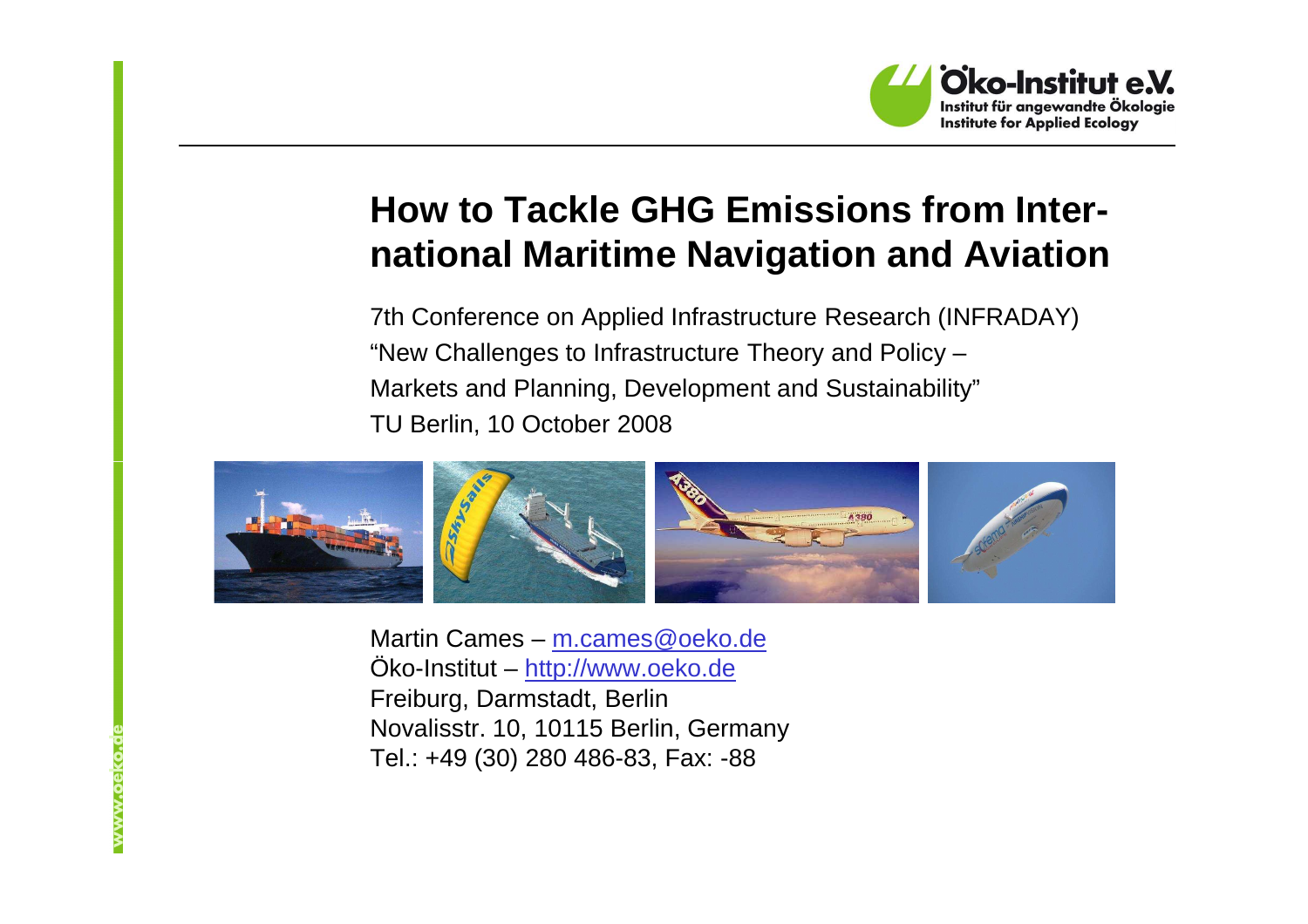Öko-Institut e.V.
Institut für angewandte Ökologie
Institute for Applied Ecology

# How to Tackle GHG Emissions from International Maritime Navigation and Aviation

7th Conference on Applied Infrastructure Research (INFRADAY)
"New Challenges to Infrastructure Theory and Policy –
Markets and Planning, Development and Sustainability"
TU Berlin, 10 October 2008

Martin Cames – m.cames@oeko.de
Öko-Institut – http://www.oeko.de
Freiburg, Darmstadt, Berlin
Novalisstr. 10, 10115 Berlin, Germany
Tel.: +49 (30) 280 486-83, Fax: -88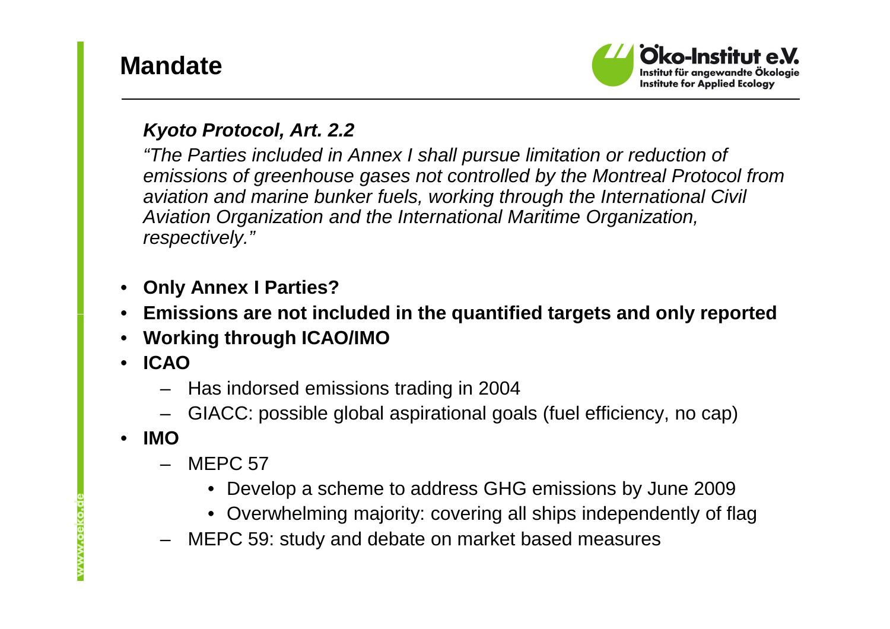# Mandate

***Kyoto Protocol, Art. 2.2***

*"The Parties included in Annex I shall pursue limitation or reduction of emissions of greenhouse gases not controlled by the Montreal Protocol from aviation and marine bunker fuels, working through the International Civil Aviation Organization and the International Maritime Organization, respectively."*

- **Only Annex I Parties?**
- **Emissions are not included in the quantified targets and only reported**
- **Working through ICAO/IMO**
- **ICAO**
  - Has indorsed emissions trading in 2004
  - GIACC: possible global aspirational goals (fuel efficiency, no cap)
- **IMO**
  - MEPC 57
    - Develop a scheme to address GHG emissions by June 2009
    - Overwhelming majority: covering all ships independently of flag
  - MEPC 59: study and debate on market based measures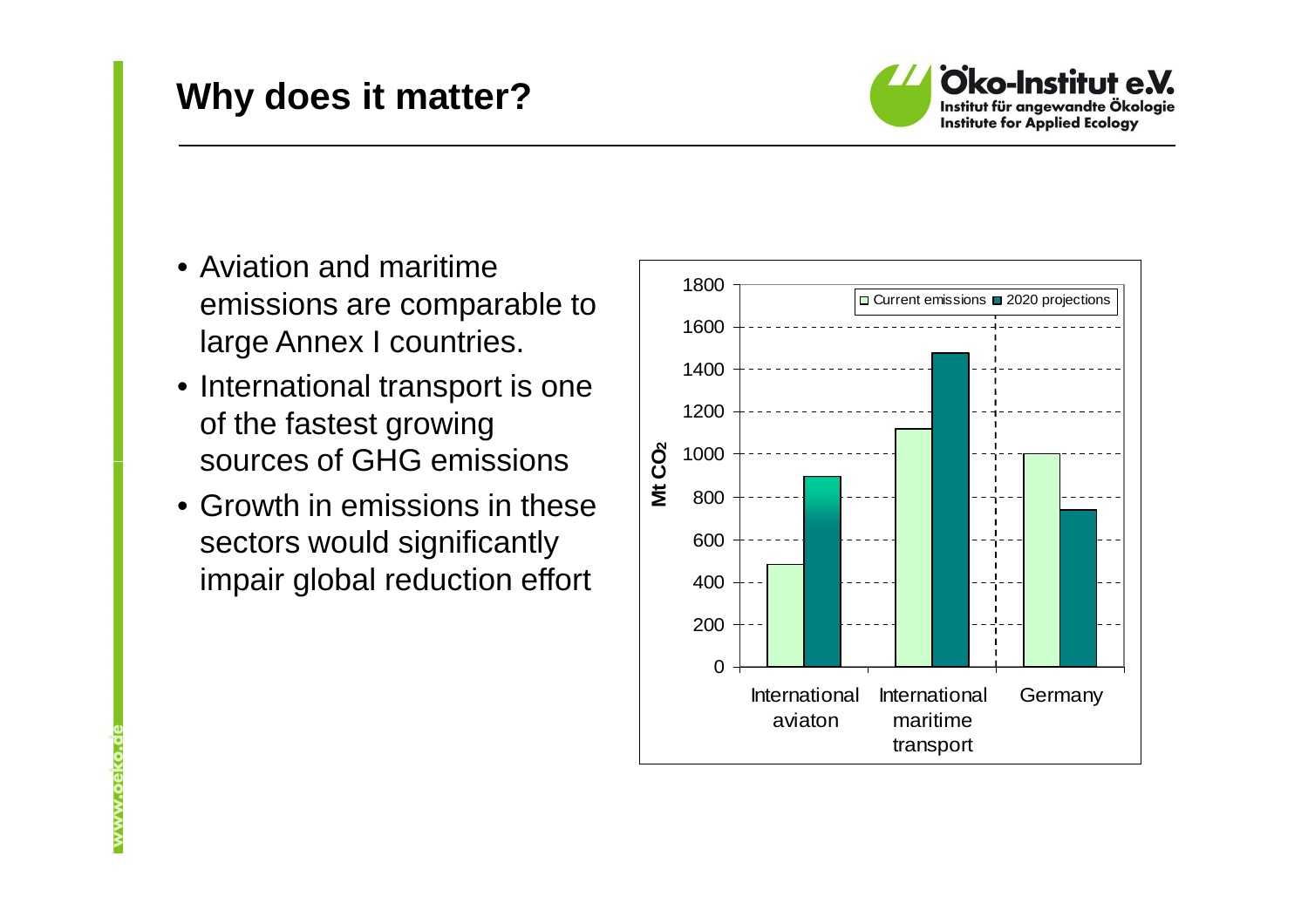# Why does it matter?

- Aviation and maritime emissions are comparable to large Annex I countries.
- International transport is one of the fastest growing sources of GHG emissions
- Growth in emissions in these sectors would significantly impair global reduction effort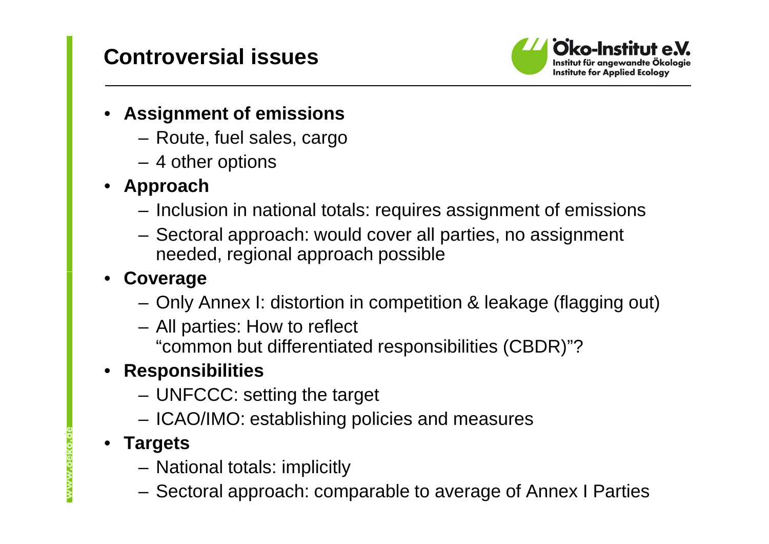# Controversial issues

- **Assignment of emissions**
  - Route, fuel sales, cargo
  - 4 other options
- **Approach**
  - Inclusion in national totals: requires assignment of emissions
  - Sectoral approach: would cover all parties, no assignment needed, regional approach possible
- **Coverage**
  - Only Annex I: distortion in competition & leakage (flagging out)
  - All parties: How to reflect "common but differentiated responsibilities (CBDR)"?
- **Responsibilities**
  - UNFCCC: setting the target
  - ICAO/IMO: establishing policies and measures
- **Targets**
  - National totals: implicitly
  - Sectoral approach: comparable to average of Annex I Parties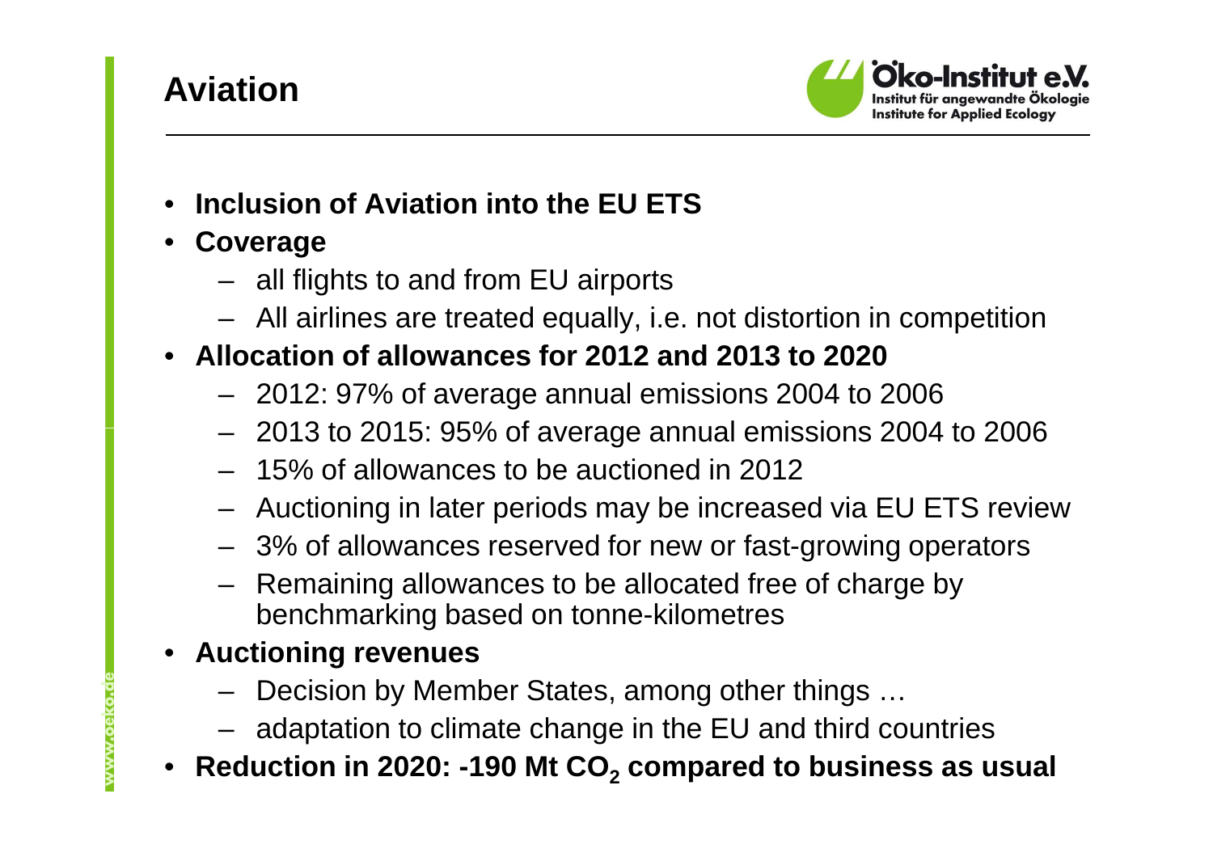# Aviation

- **Inclusion of Aviation into the EU ETS**
- **Coverage**
  - all flights to and from EU airports
  - All airlines are treated equally, i.e. not distortion in competition
- **Allocation of allowances for 2012 and 2013 to 2020**
  - 2012: 97% of average annual emissions 2004 to 2006
  - 2013 to 2015: 95% of average annual emissions 2004 to 2006
  - 15% of allowances to be auctioned in 2012
  - Auctioning in later periods may be increased via EU ETS review
  - 3% of allowances reserved for new or fast-growing operators
  - Remaining allowances to be allocated free of charge by benchmarking based on tonne-kilometres
- **Auctioning revenues**
  - Decision by Member States, among other things …
  - adaptation to climate change in the EU and third countries
- **Reduction in 2020: -190 Mt $CO_2$ compared to business as usual**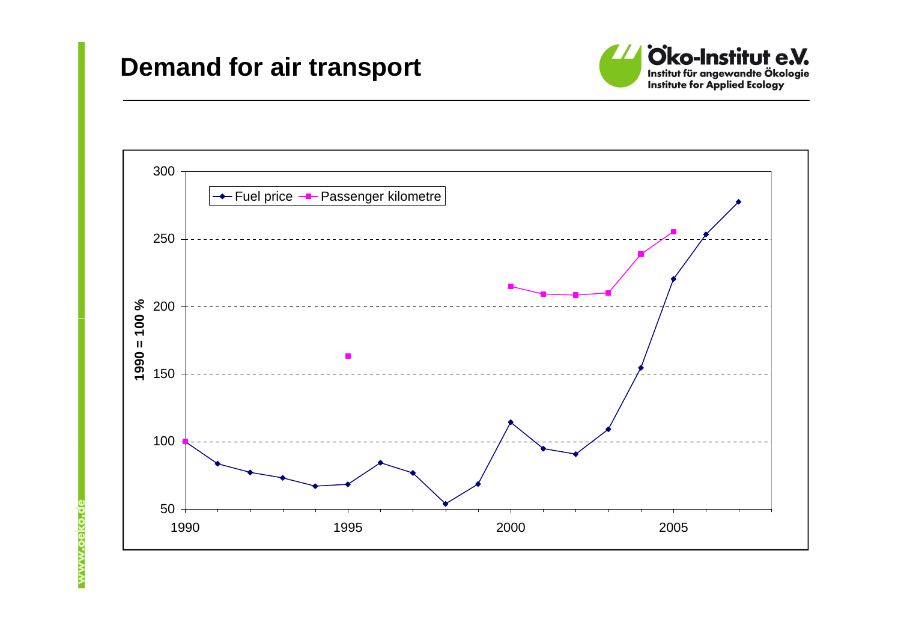# Demand for air transport

1990 = 100 %

- Fuel price
- Passenger kilometre

300, 250, 200, 150, 100, 50

1990, 1995, 2000, 2005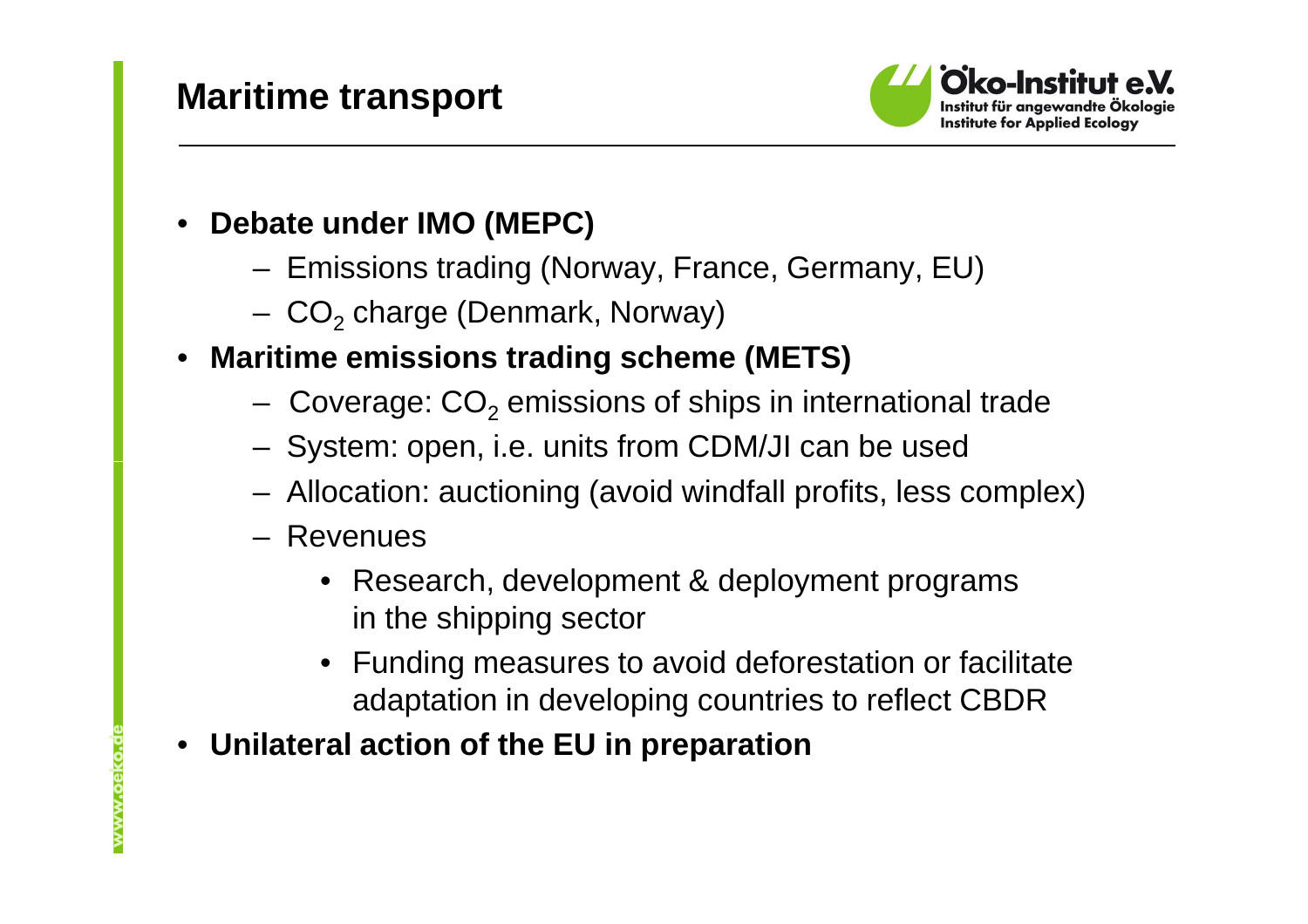# Maritime transport

- **Debate under IMO (MEPC)**
  - Emissions trading (Norway, France, Germany, EU)
  - $CO_2$ charge (Denmark, Norway)
- **Maritime emissions trading scheme (METS)**
  - Coverage: $CO_2$ emissions of ships in international trade
  - System: open, i.e. units from CDM/JI can be used
  - Allocation: auctioning (avoid windfall profits, less complex)
  - Revenues
    - Research, development & deployment programs in the shipping sector
    - Funding measures to avoid deforestation or facilitate adaptation in developing countries to reflect CBDR
- **Unilateral action of the EU in preparation**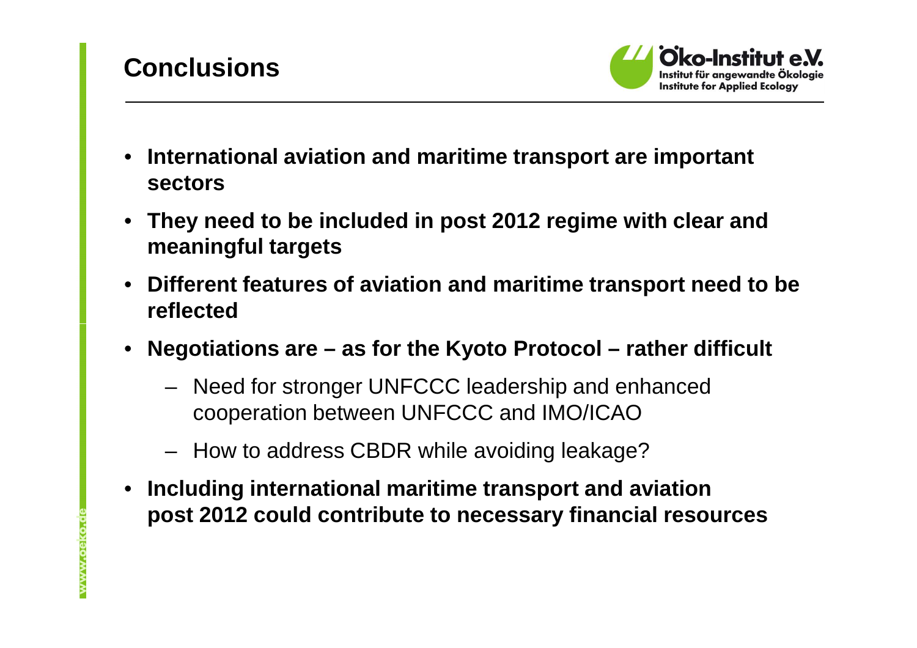# Conclusions

- **International aviation and maritime transport are important sectors**
- **They need to be included in post 2012 regime with clear and meaningful targets**
- **Different features of aviation and maritime transport need to be reflected**
- **Negotiations are – as for the Kyoto Protocol – rather difficult**
  - Need for stronger UNFCCC leadership and enhanced cooperation between UNFCCC and IMO/ICAO
  - How to address CBDR while avoiding leakage?
- **Including international maritime transport and aviation post 2012 could contribute to necessary financial resources**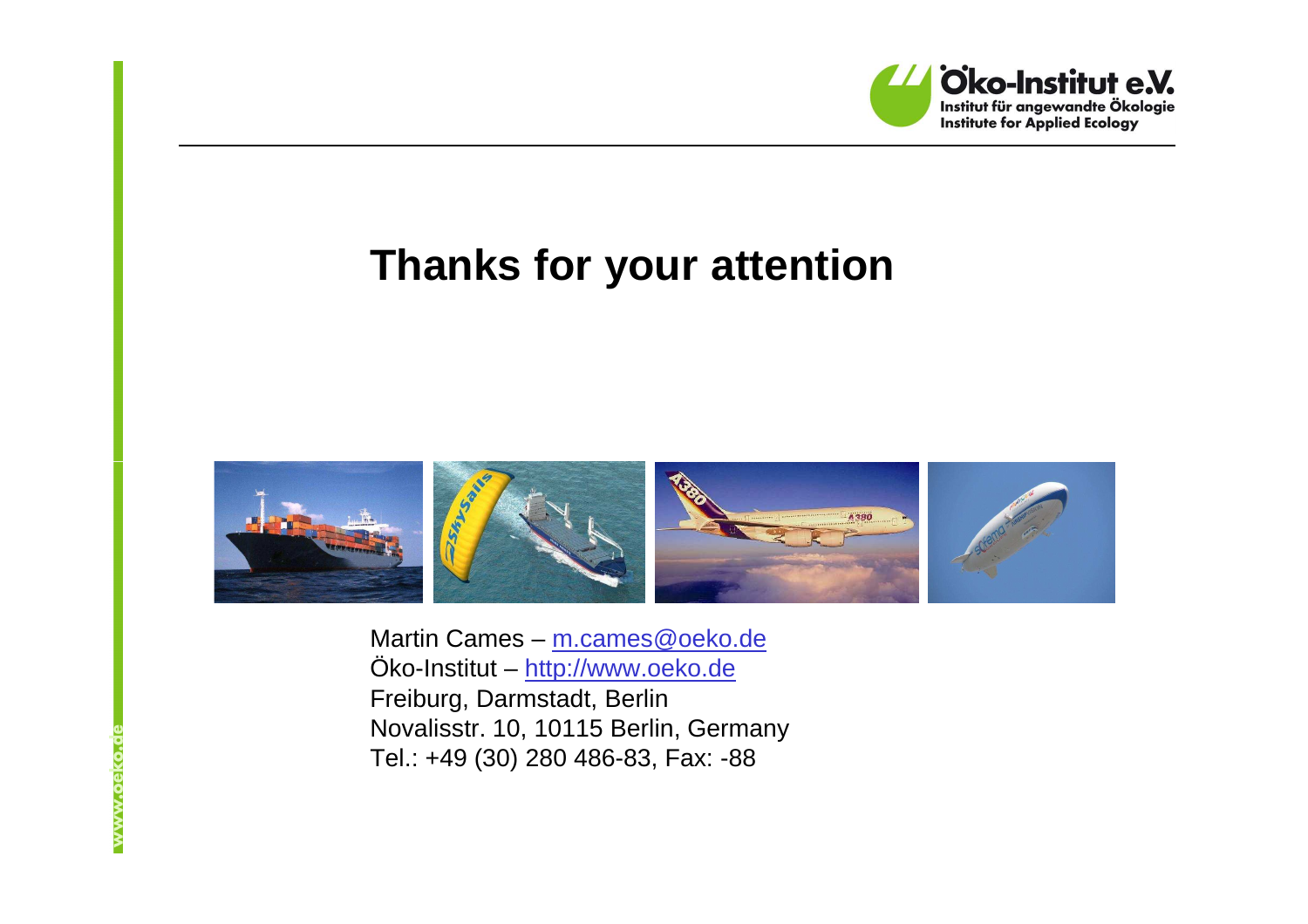# Thanks for your attention

Martin Cames – m.cames@oeko.de
Öko-Institut – http://www.oeko.de
Freiburg, Darmstadt, Berlin
Novalisstr. 10, 10115 Berlin, Germany
Tel.: +49 (30) 280 486-83, Fax: -88